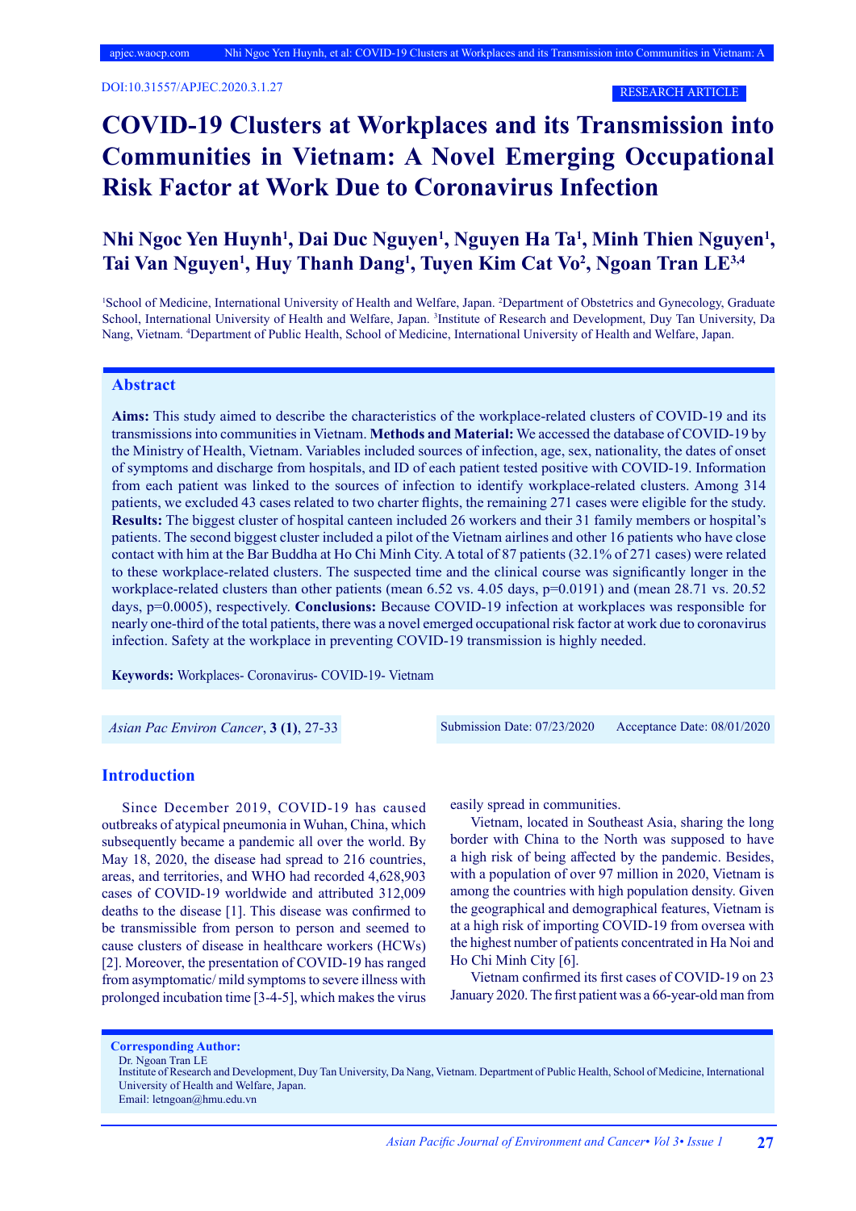DOI:10.31557/APJEC.2020.3.1.27

RESEARCH ARTICLE

# COVID-19 Clusters at Workplaces and its Transmission into Communities in Vietnam: A Novel Emerging Occupational Risk Factor at Work Due to Coronavirus Infection

**Nhi Ngoc Yen Huynh[1], Dai Duc Nguyen[1], Nguyen Ha Ta[1], Minh Thien Nguyen[1], Tai Van Nguyen[1], Huy Thanh Dang[1], Tuyen Kim Cat Vo[2], Ngoan Tran LE[3,4]**

[1]School of Medicine, International University of Health and Welfare, Japan. [2]Department of Obstetrics and Gynecology, Graduate School, International University of Health and Welfare, Japan. [3]Institute of Research and Development, Duy Tan University, Da Nang, Vietnam. [4]Department of Public Health, School of Medicine, International University of Health and Welfare, Japan.

## Abstract

**Aims:** This study aimed to describe the characteristics of the workplace-related clusters of COVID-19 and its transmissions into communities in Vietnam. **Methods and Material:** We accessed the database of COVID-19 by the Ministry of Health, Vietnam. Variables included sources of infection, age, sex, nationality, the dates of onset of symptoms and discharge from hospitals, and ID of each patient tested positive with COVID-19. Information from each patient was linked to the sources of infection to identify workplace-related clusters. Among 314 patients, we excluded 43 cases related to two charter flights, the remaining 271 cases were eligible for the study. **Results:** The biggest cluster of hospital canteen included 26 workers and their 31 family members or hospital's patients. The second biggest cluster included a pilot of the Vietnam airlines and other 16 patients who have close contact with him at the Bar Buddha at Ho Chi Minh City. A total of 87 patients (32.1% of 271 cases) were related to these workplace-related clusters. The suspected time and the clinical course was significantly longer in the workplace-related clusters than other patients (mean 6.52 vs. 4.05 days, p=0.0191) and (mean 28.71 vs. 20.52 days, p=0.0005), respectively. **Conclusions:** Because COVID-19 infection at workplaces was responsible for nearly one-third of the total patients, there was a novel emerged occupational risk factor at work due to coronavirus infection. Safety at the workplace in preventing COVID-19 transmission is highly needed.

**Keywords:** Workplaces- Coronavirus- COVID-19- Vietnam

*Asian Pac Environ Cancer*, **3 (1)**, 27-33

Submission Date: 07/23/2020 Acceptance Date: 08/01/2020

## Introduction

Since December 2019, COVID-19 has caused outbreaks of atypical pneumonia in Wuhan, China, which subsequently became a pandemic all over the world. By May 18, 2020, the disease had spread to 216 countries, areas, and territories, and WHO had recorded 4,628,903 cases of COVID-19 worldwide and attributed 312,009 deaths to the disease [1]. This disease was confirmed to be transmissible from person to person and seemed to cause clusters of disease in healthcare workers (HCWs) [2]. Moreover, the presentation of COVID-19 has ranged from asymptomatic/ mild symptoms to severe illness with prolonged incubation time [3-4-5], which makes the virus easily spread in communities.

Vietnam, located in Southeast Asia, sharing the long border with China to the North was supposed to have a high risk of being affected by the pandemic. Besides, with a population of over 97 million in 2020, Vietnam is among the countries with high population density. Given the geographical and demographical features, Vietnam is at a high risk of importing COVID-19 from oversea with the highest number of patients concentrated in Ha Noi and Ho Chi Minh City [6].

Vietnam confirmed its first cases of COVID-19 on 23 January 2020. The first patient was a 66-year-old man from

**Corresponding Author:**
Dr. Ngoan Tran LE
Institute of Research and Development, Duy Tan University, Da Nang, Vietnam. Department of Public Health, School of Medicine, International University of Health and Welfare, Japan.
Email: letngoan@hmu.edu.vn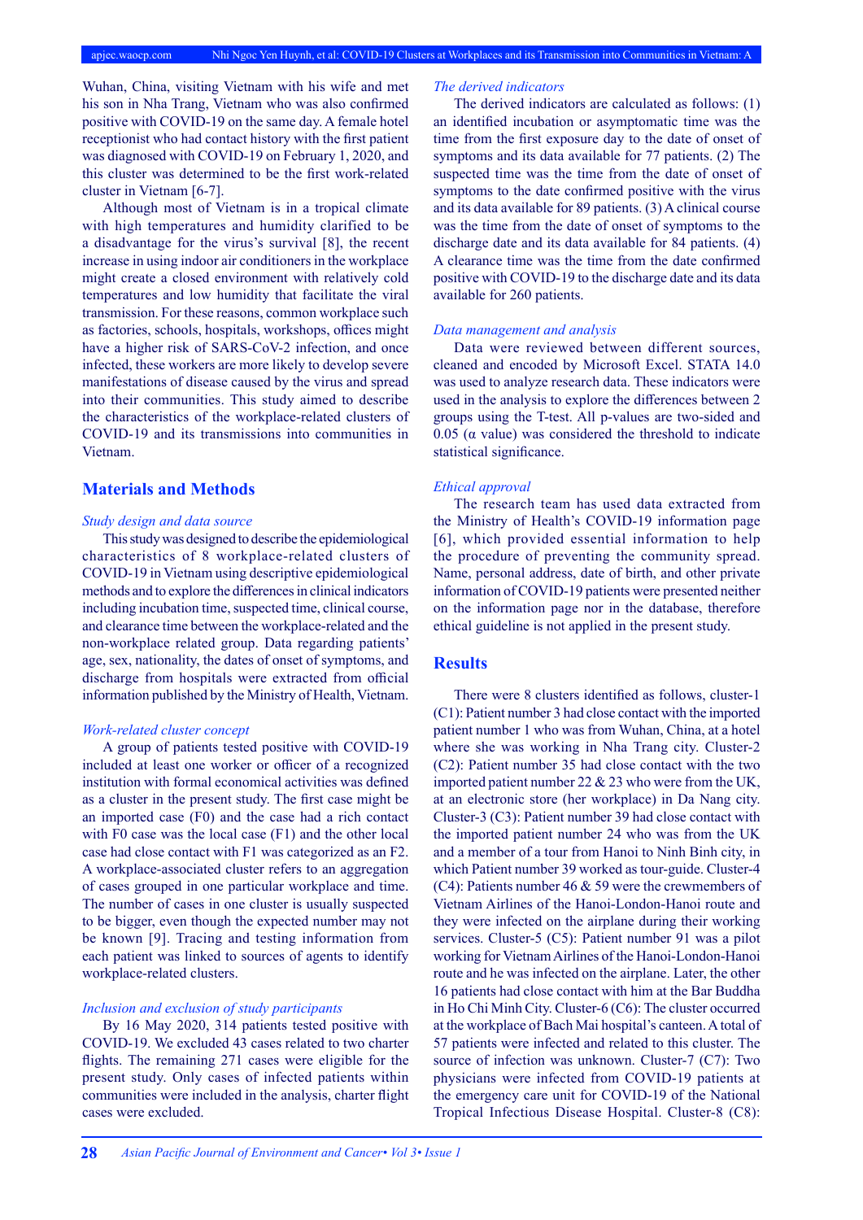Wuhan, China, visiting Vietnam with his wife and met his son in Nha Trang, Vietnam who was also confirmed positive with COVID-19 on the same day. A female hotel receptionist who had contact history with the first patient was diagnosed with COVID-19 on February 1, 2020, and this cluster was determined to be the first work-related cluster in Vietnam [6-7].

Although most of Vietnam is in a tropical climate with high temperatures and humidity clarified to be a disadvantage for the virus's survival [8], the recent increase in using indoor air conditioners in the workplace might create a closed environment with relatively cold temperatures and low humidity that facilitate the viral transmission. For these reasons, common workplace such as factories, schools, hospitals, workshops, offices might have a higher risk of SARS-CoV-2 infection, and once infected, these workers are more likely to develop severe manifestations of disease caused by the virus and spread into their communities. This study aimed to describe the characteristics of the workplace-related clusters of COVID-19 and its transmissions into communities in Vietnam.

## Materials and Methods

*Study design and data source*

This study was designed to describe the epidemiological characteristics of 8 workplace-related clusters of COVID-19 in Vietnam using descriptive epidemiological methods and to explore the differences in clinical indicators including incubation time, suspected time, clinical course, and clearance time between the workplace-related and the non-workplace related group. Data regarding patients' age, sex, nationality, the dates of onset of symptoms, and discharge from hospitals were extracted from official information published by the Ministry of Health, Vietnam.

*Work-related cluster concept*

A group of patients tested positive with COVID-19 included at least one worker or officer of a recognized institution with formal economical activities was defined as a cluster in the present study. The first case might be an imported case (F0) and the case had a rich contact with F0 case was the local case (F1) and the other local case had close contact with F1 was categorized as an F2. A workplace-associated cluster refers to an aggregation of cases grouped in one particular workplace and time. The number of cases in one cluster is usually suspected to be bigger, even though the expected number may not be known [9]. Tracing and testing information from each patient was linked to sources of agents to identify workplace-related clusters.

*Inclusion and exclusion of study participants*

By 16 May 2020, 314 patients tested positive with COVID-19. We excluded 43 cases related to two charter flights. The remaining 271 cases were eligible for the present study. Only cases of infected patients within communities were included in the analysis, charter flight cases were excluded.

*The derived indicators*

The derived indicators are calculated as follows: (1) an identified incubation or asymptomatic time was the time from the first exposure day to the date of onset of symptoms and its data available for 77 patients. (2) The suspected time was the time from the date of onset of symptoms to the date confirmed positive with the virus and its data available for 89 patients. (3) A clinical course was the time from the date of onset of symptoms to the discharge date and its data available for 84 patients. (4) A clearance time was the time from the date confirmed positive with COVID-19 to the discharge date and its data available for 260 patients.

*Data management and analysis*

Data were reviewed between different sources, cleaned and encoded by Microsoft Excel. STATA 14.0 was used to analyze research data. These indicators were used in the analysis to explore the differences between 2 groups using the T-test. All p-values are two-sided and 0.05 (α value) was considered the threshold to indicate statistical significance.

*Ethical approval*

The research team has used data extracted from the Ministry of Health's COVID-19 information page [6], which provided essential information to help the procedure of preventing the community spread. Name, personal address, date of birth, and other private information of COVID-19 patients were presented neither on the information page nor in the database, therefore ethical guideline is not applied in the present study.

## Results

There were 8 clusters identified as follows, cluster-1 (C1): Patient number 3 had close contact with the imported patient number 1 who was from Wuhan, China, at a hotel where she was working in Nha Trang city. Cluster-2 (C2): Patient number 35 had close contact with the two imported patient number 22 & 23 who were from the UK, at an electronic store (her workplace) in Da Nang city. Cluster-3 (C3): Patient number 39 had close contact with the imported patient number 24 who was from the UK and a member of a tour from Hanoi to Ninh Binh city, in which Patient number 39 worked as tour-guide. Cluster-4 (C4): Patients number 46 & 59 were the crewmembers of Vietnam Airlines of the Hanoi-London-Hanoi route and they were infected on the airplane during their working services. Cluster-5 (C5): Patient number 91 was a pilot working for Vietnam Airlines of the Hanoi-London-Hanoi route and he was infected on the airplane. Later, the other 16 patients had close contact with him at the Bar Buddha in Ho Chi Minh City. Cluster-6 (C6): The cluster occurred at the workplace of Bach Mai hospital's canteen. A total of 57 patients were infected and related to this cluster. The source of infection was unknown. Cluster-7 (C7): Two physicians were infected from COVID-19 patients at the emergency care unit for COVID-19 of the National Tropical Infectious Disease Hospital. Cluster-8 (C8):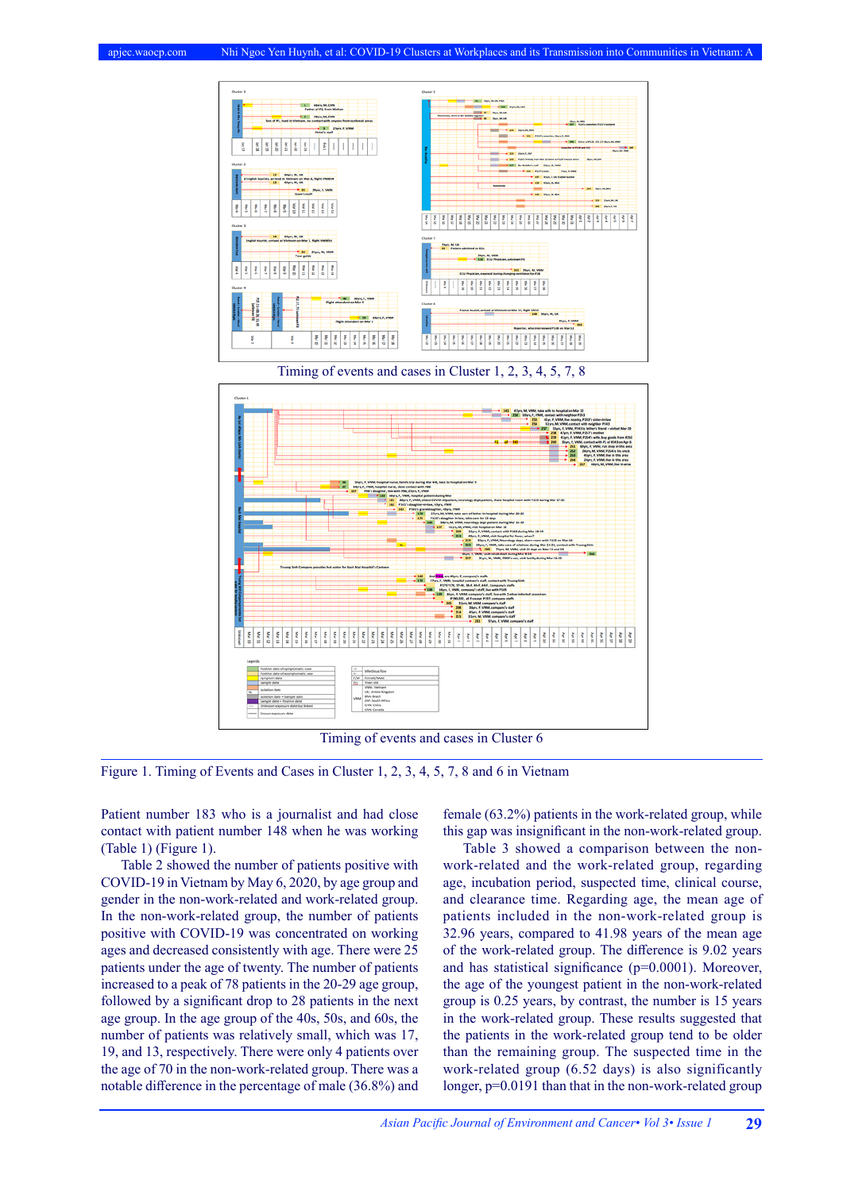Timing of events and cases in Cluster 1, 2, 3, 4, 5, 7, 8

Timing of events and cases in Cluster 6

Figure 1. Timing of Events and Cases in Cluster 1, 2, 3, 4, 5, 7, 8 and 6 in Vietnam

Patient number 183 who is a journalist and had close contact with patient number 148 when he was working (Table 1) (Figure 1).

Table 2 showed the number of patients positive with COVID-19 in Vietnam by May 6, 2020, by age group and gender in the non-work-related and work-related group. In the non-work-related group, the number of patients positive with COVID-19 was concentrated on working ages and decreased consistently with age. There were 25 patients under the age of twenty. The number of patients increased to a peak of 78 patients in the 20-29 age group, followed by a significant drop to 28 patients in the next age group. In the age group of the 40s, 50s, and 60s, the number of patients was relatively small, which was 17, 19, and 13, respectively. There were only 4 patients over the age of 70 in the non-work-related group. There was a notable difference in the percentage of male (36.8%) and female (63.2%) patients in the work-related group, while this gap was insignificant in the non-work-related group.

Table 3 showed a comparison between the non-work-related and the work-related group, regarding age, incubation period, suspected time, clinical course, and clearance time. Regarding age, the mean age of patients included in the work-related group is 32.96 years, compared to 41.98 years of the mean age of the work-related group. The difference is 9.02 years and has statistical significance (p=0.0001). Moreover, the age of the youngest patient in the non-work-related group is 0.25 years, by contrast, the number is 15 years in the work-related group. These results suggested that the patients in the work-related group tend to be older than the remaining group. The suspected time in the work-related group (6.52 days) is also significantly longer, p=0.0191 than that in the non-work-related group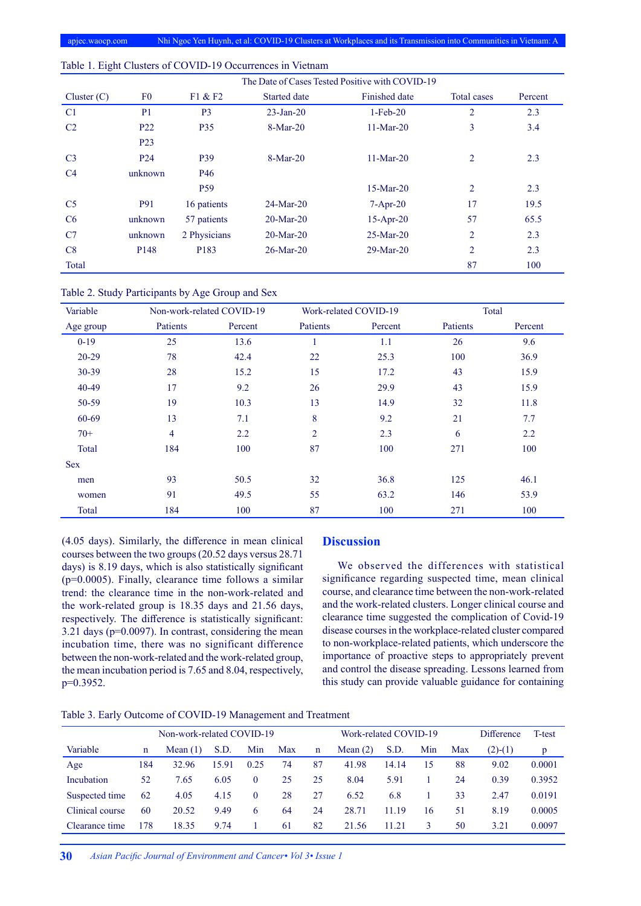Table 1. Eight Clusters of COVID-19 Occurrences in Vietnam

| | | | The Date of Cases Tested Positive with COVID-19 | | | |
|---|---|---|---|---|---|---|
| Cluster (C) | F0 | F1 & F2 | Started date | Finished date | Total cases | Percent |
| C1 | P1 | P3 | 23-Jan-20 | 1-Feb-20 | 2 | 2.3 |
| C2 | P22 | P35 | 8-Mar-20 | 11-Mar-20 | 3 | 3.4 |
| | P23 | | | | | |
| C3 | P24 | P39 | 8-Mar-20 | 11-Mar-20 | 2 | 2.3 |
| C4 | unknown | P46 | | | | |
| | | P59 | | 15-Mar-20 | 2 | 2.3 |
| C5 | P91 | 16 patients | 24-Mar-20 | 7-Apr-20 | 17 | 19.5 |
| C6 | unknown | 57 patients | 20-Mar-20 | 15-Apr-20 | 57 | 65.5 |
| C7 | unknown | 2 Physicians | 20-Mar-20 | 25-Mar-20 | 2 | 2.3 |
| C8 | P148 | P183 | 26-Mar-20 | 29-Mar-20 | 2 | 2.3 |
| Total | | | | | 87 | 100 |

Table 2. Study Participants by Age Group and Sex

| Variable | Non-work-related COVID-19 | | Work-related COVID-19 | | Total | |
|---|---|---|---|---|---|---|
| Age group | Patients | Percent | Patients | Percent | Patients | Percent |
| 0-19 | 25 | 13.6 | 1 | 1.1 | 26 | 9.6 |
| 20-29 | 78 | 42.4 | 22 | 25.3 | 100 | 36.9 |
| 30-39 | 28 | 15.2 | 15 | 17.2 | 43 | 15.9 |
| 40-49 | 17 | 9.2 | 26 | 29.9 | 43 | 15.9 |
| 50-59 | 19 | 10.3 | 13 | 14.9 | 32 | 11.8 |
| 60-69 | 13 | 7.1 | 8 | 9.2 | 21 | 7.7 |
| 70+ | 4 | 2.2 | 2 | 2.3 | 6 | 2.2 |
| Total | 184 | 100 | 87 | 100 | 271 | 100 |
| Sex | | | | | | |
| men | 93 | 50.5 | 32 | 36.8 | 125 | 46.1 |
| women | 91 | 49.5 | 55 | 63.2 | 146 | 53.9 |
| Total | 184 | 100 | 87 | 100 | 271 | 100 |

(4.05 days). Similarly, the difference in mean clinical courses between the two groups (20.52 days versus 28.71 days) is 8.19 days, which is also statistically significant (p=0.0005). Finally, clearance time follows a similar trend: the clearance time in the non-work-related and the work-related group is 18.35 days and 21.56 days, respectively. The difference is statistically significant: 3.21 days (p=0.0097). In contrast, considering the mean incubation time, there was no significant difference between the non-work-related and the work-related group, the mean incubation period is 7.65 and 8.04, respectively, p=0.3952.

## Discussion

We observed the differences with statistical significance regarding suspected time, mean clinical course, and clearance time between the non-work-related and the work-related clusters. Longer clinical course and clearance time suggested the complication of Covid-19 disease courses in the workplace-related cluster compared to non-workplace-related patients, which underscore the importance of proactive steps to appropriately prevent and control the disease spreading. Lessons learned from this study can provide valuable guidance for containing

Table 3. Early Outcome of COVID-19 Management and Treatment

| | Non-work-related COVID-19 | | | | | Work-related COVID-19 | | | | | Difference | T-test |
|---|---|---|---|---|---|---|---|---|---|---|---|---|
| Variable | n | Mean (1) | S.D. | Min | Max | n | Mean (2) | S.D. | Min | Max | (2)-(1) | p |
| Age | 184 | 32.96 | 15.91 | 0.25 | 74 | 87 | 41.98 | 14.14 | 15 | 88 | 9.02 | 0.0001 |
| Incubation | 52 | 7.65 | 6.05 | 0 | 25 | 25 | 8.04 | 5.91 | 1 | 24 | 0.39 | 0.3952 |
| Suspected time | 62 | 4.05 | 4.15 | 0 | 28 | 27 | 6.52 | 6.8 | 1 | 33 | 2.47 | 0.0191 |
| Clinical course | 60 | 20.52 | 9.49 | 6 | 64 | 24 | 28.71 | 11.19 | 16 | 51 | 8.19 | 0.0005 |
| Clearance time | 178 | 18.35 | 9.74 | 1 | 61 | 82 | 21.56 | 11.21 | 3 | 50 | 3.21 | 0.0097 |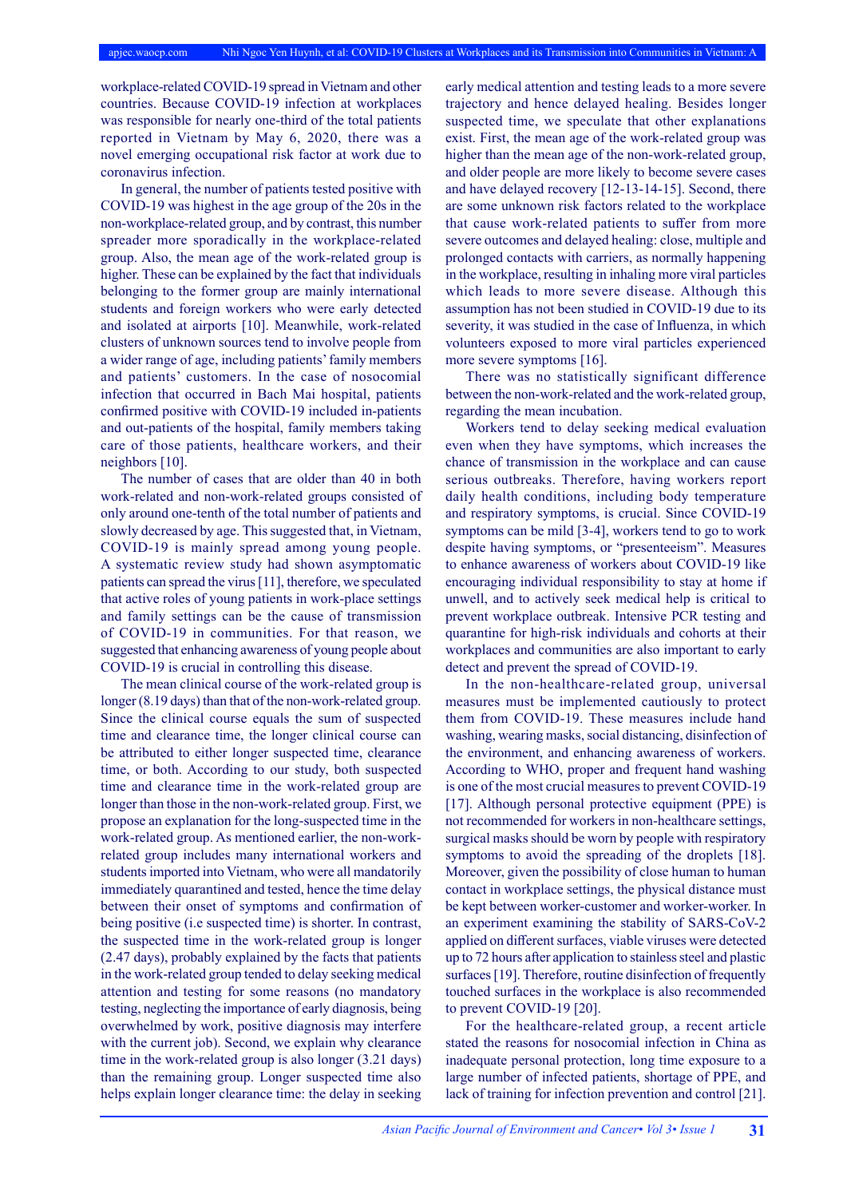workplace-related COVID-19 spread in Vietnam and other countries. Because COVID-19 infection at workplaces was responsible for nearly one-third of the total patients reported in Vietnam by May 6, 2020, there was a novel emerging occupational risk factor at work due to coronavirus infection.

In general, the number of patients tested positive with COVID-19 was highest in the age group of the 20s in the non-workplace-related group, and by contrast, this number spreader more sporadically in the workplace-related group. Also, the mean age of the work-related group is higher. These can be explained by the fact that individuals belonging to the former group are mainly international students and foreign workers who were early detected and isolated at airports [10]. Meanwhile, work-related clusters of unknown sources tend to involve people from a wider range of age, including patients' family members and patients' customers. In the case of nosocomial infection that occurred in Bach Mai hospital, patients confirmed positive with COVID-19 included in-patients and out-patients of the hospital, family members taking care of those patients, healthcare workers, and their neighbors [10].

The number of cases that are older than 40 in both work-related and non-work-related groups consisted of only around one-tenth of the total number of patients and slowly decreased by age. This suggested that, in Vietnam, COVID-19 is mainly spread among young people. A systematic review study had shown asymptomatic patients can spread the virus [11], therefore, we speculated that active roles of young patients in work-place settings and family settings can be the cause of transmission of COVID-19 in communities. For that reason, we suggested that enhancing awareness of young people about COVID-19 is crucial in controlling this disease.

The mean clinical course of the work-related group is longer (8.19 days) than that of the non-work-related group. Since the clinical course equals the sum of suspected time and clearance time, the longer clinical course can be attributed to either longer suspected time, clearance time, or both. According to our study, both suspected time and clearance time in the work-related group are longer than those in the non-work-related group. First, we propose an explanation for the long-suspected time in the work-related group. As mentioned earlier, the non-work-related group includes many international workers and students imported into Vietnam, who were all mandatorily immediately quarantined and tested, hence the time delay between their onset of symptoms and confirmation of being positive (i.e suspected time) is shorter. In contrast, the suspected time in the work-related group is longer (2.47 days), probably explained by the facts that patients in the work-related group tended to delay seeking medical attention and testing for some reasons (no mandatory testing, neglecting the importance of early diagnosis, being overwhelmed by work, positive diagnosis may interfere with the current job). Second, we explain why clearance time in the work-related group is also longer (3.21 days) than the remaining group. Longer suspected time also helps explain longer clearance time: the delay in seeking early medical attention and testing leads to a more severe trajectory and hence delayed healing. Besides longer suspected time, we speculate that other explanations exist. First, the mean age of the work-related group was higher than the mean age of the non-work-related group, and older people are more likely to become severe cases and have delayed recovery [12-13-14-15]. Second, there are some unknown risk factors related to the workplace that cause work-related patients to suffer from more severe outcomes and delayed healing: close, multiple and prolonged contacts with carriers, as normally happening in the workplace, resulting in inhaling more viral particles which leads to more severe disease. Although this assumption has not been studied in COVID-19 due to its severity, it was studied in the case of Influenza, in which volunteers exposed to more viral particles experienced more severe symptoms [16].

There was no statistically significant difference between the non-work-related and the work-related group, regarding the mean incubation.

Workers tend to delay seeking medical evaluation even when they have symptoms, which increases the chance of transmission in the workplace and can cause serious outbreaks. Therefore, having workers report daily health conditions, including body temperature and respiratory symptoms, is crucial. Since COVID-19 symptoms can be mild [3-4], workers tend to go to work despite having symptoms, or "presenteeism". Measures to enhance awareness of workers about COVID-19 like encouraging individual responsibility to stay at home if unwell, and to actively seek medical help is critical to prevent workplace outbreak. Intensive PCR testing and quarantine for high-risk individuals and cohorts at their workplaces and communities are also important to early detect and prevent the spread of COVID-19.

In the non-healthcare-related group, universal measures must be implemented cautiously to protect them from COVID-19. These measures include hand washing, wearing masks, social distancing, disinfection of the environment, and enhancing awareness of workers. According to WHO, proper and frequent hand washing is one of the most crucial measures to prevent COVID-19 [17]. Although personal protective equipment (PPE) is not recommended for workers in non-healthcare settings, surgical masks should be worn by people with respiratory symptoms to avoid the spreading of the droplets [18]. Moreover, given the possibility of close human to human contact in workplace settings, the physical distance must be kept between worker-customer and worker-worker. In an experiment examining the stability of SARS-CoV-2 applied on different surfaces, viable viruses were detected up to 72 hours after application to stainless steel and plastic surfaces [19]. Therefore, routine disinfection of frequently touched surfaces in the workplace is also recommended to prevent COVID-19 [20].

For the healthcare-related group, a recent article stated the reasons for nosocomial infection in China as inadequate personal protection, long time exposure to a large number of infected patients, shortage of PPE, and lack of training for infection prevention and control [21].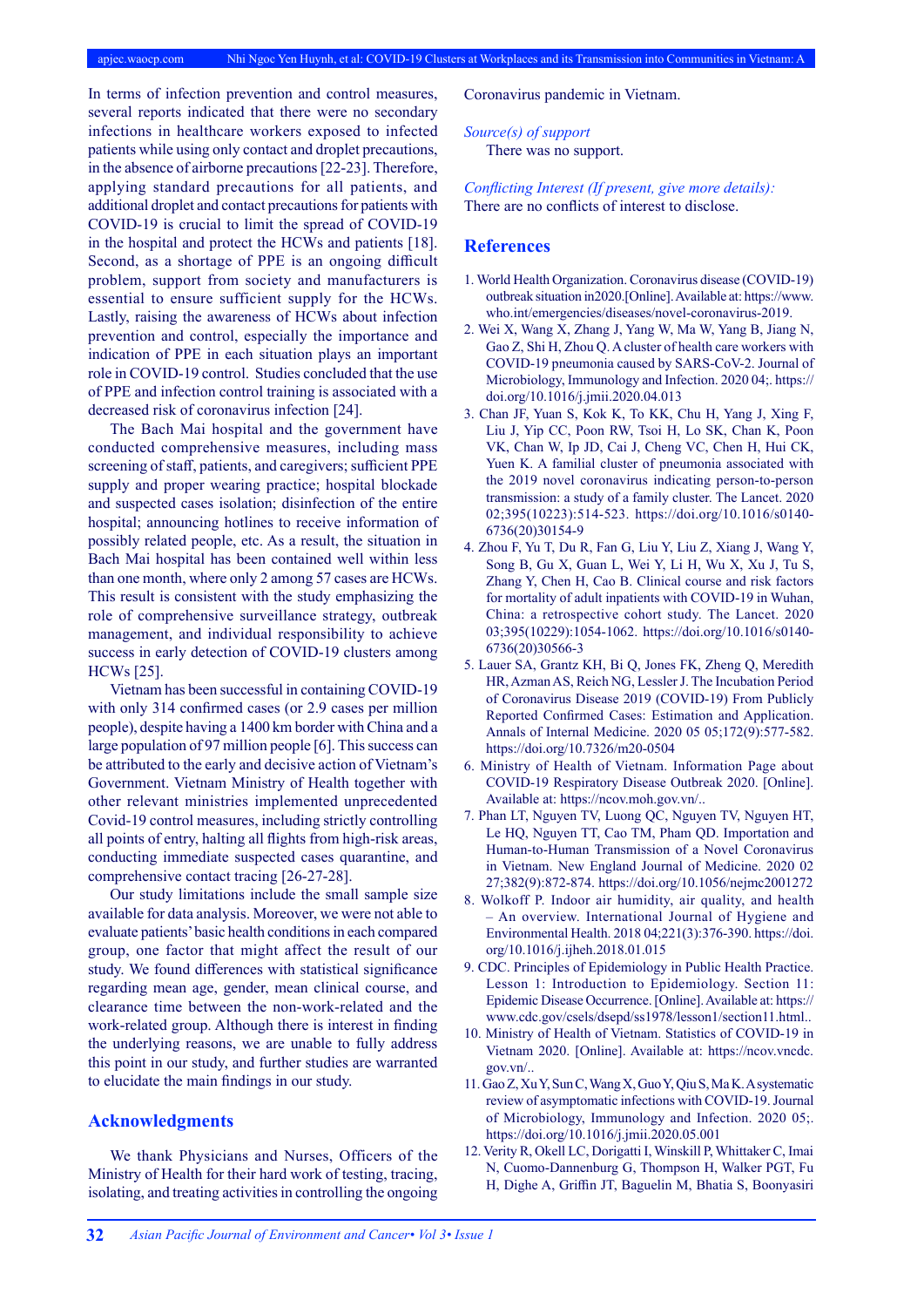In terms of infection prevention and control measures, several reports indicated that there were no secondary infections in healthcare workers exposed to infected patients while using only contact and droplet precautions, in the absence of airborne precautions [22-23]. Therefore, applying standard precautions for all patients, and additional droplet and contact precautions for patients with COVID-19 is crucial to limit the spread of COVID-19 in the hospital and protect the HCWs and patients [18]. Second, as a shortage of PPE is an ongoing difficult problem, support from society and manufacturers is essential to ensure sufficient supply for the HCWs. Lastly, raising the awareness of HCWs about infection prevention and control, especially the importance and indication of PPE in each situation plays an important role in COVID-19 control. Studies concluded that the use of PPE and infection control training is associated with a decreased risk of coronavirus infection [24].

The Bach Mai hospital and the government have conducted comprehensive measures, including mass screening of staff, patients, and caregivers; sufficient PPE supply and proper wearing practice; hospital blockade and suspected cases isolation; disinfection of the entire hospital; announcing hotlines to receive information of possibly related people, etc. As a result, the situation in Bach Mai hospital has been contained well within less than one month, where only 2 among 57 cases are HCWs. This result is consistent with the study emphasizing the role of comprehensive surveillance strategy, outbreak management, and individual responsibility to achieve success in early detection of COVID-19 clusters among HCWs [25].

Vietnam has been successful in containing COVID-19 with only 314 confirmed cases (or 2.9 cases per million people), despite having a 1400 km border with China and a large population of 97 million people [6]. This success can be attributed to the early and decisive action of Vietnam's Government. Vietnam Ministry of Health together with other relevant ministries implemented unprecedented Covid-19 control measures, including strictly controlling all points of entry, halting all flights from high-risk areas, conducting immediate suspected cases quarantine, and comprehensive contact tracing [26-27-28].

Our study limitations include the small sample size available for data analysis. Moreover, we were not able to evaluate patients' basic health conditions in each compared group, one factor that might affect the result of our study. We found differences with statistical significance regarding mean age, gender, mean clinical course, and clearance time between the non-work-related and the work-related group. Although there is interest in finding the underlying reasons, we are unable to fully address this point in our study, and further studies are warranted to elucidate the main findings in our study.

## Acknowledgments

We thank Physicians and Nurses, Officers of the Ministry of Health for their hard work of testing, tracing, isolating, and treating activities in controlling the ongoing Coronavirus pandemic in Vietnam.

*Source(s) of support*

There was no support.

*Conflicting Interest (If present, give more details):*

There are no conflicts of interest to disclose.

## References

1. World Health Organization. Coronavirus disease (COVID-19) outbreak situation in2020.[Online]. Available at: https://www.who.int/emergencies/diseases/novel-coronavirus-2019.
2. Wei X, Wang X, Zhang J, Yang W, Ma W, Yang B, Jiang N, Gao Z, Shi H, Zhou Q. A cluster of health care workers with COVID-19 pneumonia caused by SARS-CoV-2. Journal of Microbiology, Immunology and Infection. 2020 04;. https://doi.org/10.1016/j.jmii.2020.04.013
3. Chan JF, Yuan S, Kok K, To KK, Chu H, Yang J, Xing F, Liu J, Yip CC, Poon RW, Tsoi H, Lo SK, Chan K, Poon VK, Chan W, Ip JD, Cai J, Cheng VC, Chen H, Hui CK, Yuen K. A familial cluster of pneumonia associated with the 2019 novel coronavirus indicating person-to-person transmission: a study of a family cluster. The Lancet. 2020 02;395(10223):514-523. https://doi.org/10.1016/s0140-6736(20)30154-9
4. Zhou F, Yu T, Du R, Fan G, Liu Y, Liu Z, Xiang J, Wang Y, Song B, Gu X, Guan L, Wei Y, Li H, Wu X, Xu J, Tu S, Zhang Y, Chen H, Cao B. Clinical course and risk factors for mortality of adult inpatients with COVID-19 in Wuhan, China: a retrospective cohort study. The Lancet. 2020 03;395(10229):1054-1062. https://doi.org/10.1016/s0140-6736(20)30566-3
5. Lauer SA, Grantz KH, Bi Q, Jones FK, Zheng Q, Meredith HR, Azman AS, Reich NG, Lessler J. The Incubation Period of Coronavirus Disease 2019 (COVID-19) From Publicly Reported Confirmed Cases: Estimation and Application. Annals of Internal Medicine. 2020 05 05;172(9):577-582. https://doi.org/10.7326/m20-0504
6. Ministry of Health of Vietnam. Information Page about COVID-19 Respiratory Disease Outbreak 2020. [Online]. Available at: https://ncov.moh.gov.vn/..
7. Phan LT, Nguyen TV, Luong QC, Nguyen TV, Nguyen HT, Le HQ, Nguyen TT, Cao TM, Pham QD. Importation and Human-to-Human Transmission of a Novel Coronavirus in Vietnam. New England Journal of Medicine. 2020 02 27;382(9):872-874. https://doi.org/10.1056/nejmc2001272
8. Wolkoff P. Indoor air humidity, air quality, and health – An overview. International Journal of Hygiene and Environmental Health. 2018 04;221(3):376-390. https://doi.org/10.1016/j.ijheh.2018.01.015
9. CDC. Principles of Epidemiology in Public Health Practice. Lesson 1: Introduction to Epidemiology. Section 11: Epidemic Disease Occurrence. [Online]. Available at: https://www.cdc.gov/csels/dsepd/ss1978/lesson1/section11.html..
10. Ministry of Health of Vietnam. Statistics of COVID-19 in Vietnam 2020. [Online]. Available at: https://ncov.vncdc.gov.vn/..
11. Gao Z, Xu Y, Sun C, Wang X, Guo Y, Qiu S, Ma K. A systematic review of asymptomatic infections with COVID-19. Journal of Microbiology, Immunology and Infection. 2020 05;. https://doi.org/10.1016/j.jmii.2020.05.001
12. Verity R, Okell LC, Dorigatti I, Winskill P, Whittaker C, Imai N, Cuomo-Dannenburg G, Thompson H, Walker PGT, Fu H, Dighe A, Griffin JT, Baguelin M, Bhatia S, Boonyasiri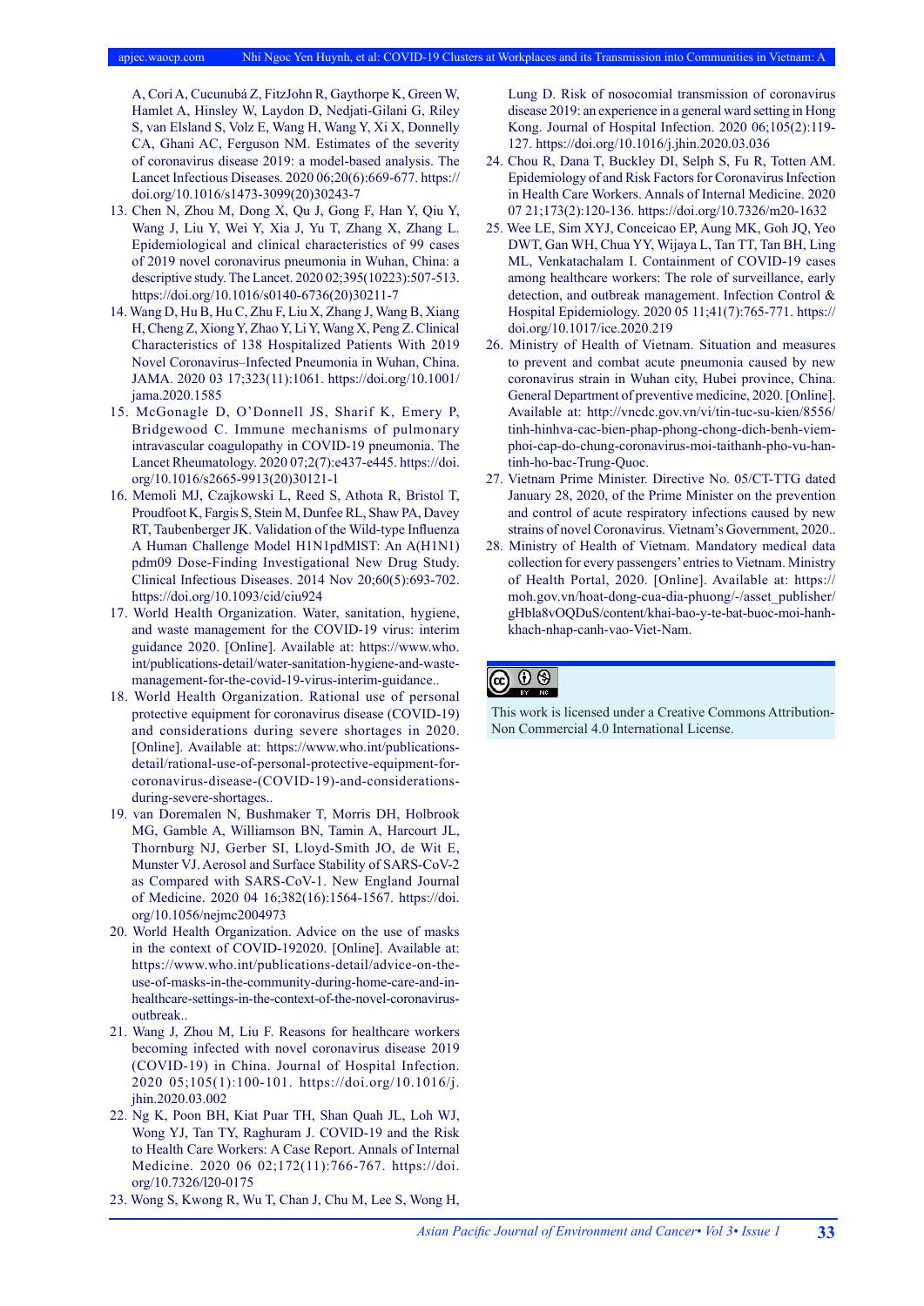A, Cori A, Cucunubá Z, FitzJohn R, Gaythorpe K, Green W, Hamlet A, Hinsley W, Laydon D, Nedjati-Gilani G, Riley S, van Elsland S, Volz E, Wang H, Wang Y, Xi X, Donnelly CA, Ghani AC, Ferguson NM. Estimates of the severity of coronavirus disease 2019: a model-based analysis. The Lancet Infectious Diseases. 2020 06;20(6):669-677. https://doi.org/10.1016/s1473-3099(20)30243-7

13. Chen N, Zhou M, Dong X, Qu J, Gong F, Han Y, Qiu Y, Wang J, Liu Y, Wei Y, Xia J, Yu T, Zhang X, Zhang L. Epidemiological and clinical characteristics of 99 cases of 2019 novel coronavirus pneumonia in Wuhan, China: a descriptive study. The Lancet. 2020 02;395(10223):507-513. https://doi.org/10.1016/s0140-6736(20)30211-7
14. Wang D, Hu B, Hu C, Zhu F, Liu X, Zhang J, Wang B, Xiang H, Cheng Z, Xiong Y, Zhao Y, Li Y, Wang X, Peng Z. Clinical Characteristics of 138 Hospitalized Patients With 2019 Novel Coronavirus–Infected Pneumonia in Wuhan, China. JAMA. 2020 03 17;323(11):1061. https://doi.org/10.1001/jama.2020.1585
15. McGonagle D, O'Donnell JS, Sharif K, Emery P, Bridgewood C. Immune mechanisms of pulmonary intravascular coagulopathy in COVID-19 pneumonia. The Lancet Rheumatology. 2020 07;2(7):e437-e445. https://doi.org/10.1016/s2665-9913(20)30121-1
16. Memoli MJ, Czajkowski L, Reed S, Athota R, Bristol T, Proudfoot K, Fargis S, Stein M, Dunfee RL, Shaw PA, Davey RT, Taubenberger JK. Validation of the Wild-type Influenza A Human Challenge Model H1N1pdMIST: An A(H1N1) pdm09 Dose-Finding Investigational New Drug Study. Clinical Infectious Diseases. 2014 Nov 20;60(5):693-702. https://doi.org/10.1093/cid/ciu924
17. World Health Organization. Water, sanitation, hygiene, and waste management for the COVID-19 virus: interim guidance 2020. [Online]. Available at: https://www.who.int/publications-detail/water-sanitation-hygiene-and-waste-management-for-the-covid-19-virus-interim-guidance..
18. World Health Organization. Rational use of personal protective equipment for coronavirus disease (COVID-19) and considerations during severe shortages in 2020. [Online]. Available at: https://www.who.int/publications-detail/rational-use-of-personal-protective-equipment-for-coronavirus-disease-(COVID-19)-and-considerations-during-severe-shortages..
19. van Doremalen N, Bushmaker T, Morris DH, Holbrook MG, Gamble A, Williamson BN, Tamin A, Harcourt JL, Thornburg NJ, Gerber SI, Lloyd-Smith JO, de Wit E, Munster VJ. Aerosol and Surface Stability of SARS-CoV-2 as Compared with SARS-CoV-1. New England Journal of Medicine. 2020 04 16;382(16):1564-1567. https://doi.org/10.1056/nejmc2004973
20. World Health Organization. Advice on the use of masks in the context of COVID-192020. [Online]. Available at: https://www.who.int/publications-detail/advice-on-the-use-of-masks-in-the-community-during-home-care-and-in-healthcare-settings-in-the-context-of-the-novel-coronavirus-outbreak..
21. Wang J, Zhou M, Liu F. Reasons for healthcare workers becoming infected with novel coronavirus disease 2019 (COVID-19) in China. Journal of Hospital Infection. 2020 05;105(1):100-101. https://doi.org/10.1016/j.jhin.2020.03.002
22. Ng K, Poon BH, Kiat Puar TH, Shan Quah JL, Loh WJ, Wong YJ, Tan TY, Raghuram J. COVID-19 and the Risk to Health Care Workers: A Case Report. Annals of Internal Medicine. 2020 06 02;172(11):766-767. https://doi.org/10.7326/l20-0175
23. Wong S, Kwong R, Wu T, Chan J, Chu M, Lee S, Wong H, Lung D. Risk of nosocomial transmission of coronavirus disease 2019: an experience in a general ward setting in Hong Kong. Journal of Hospital Infection. 2020 06;105(2):119-127. https://doi.org/10.1016/j.jhin.2020.03.036
24. Chou R, Dana T, Buckley DI, Selph S, Fu R, Totten AM. Epidemiology of and Risk Factors for Coronavirus Infection in Health Care Workers. Annals of Internal Medicine. 2020 07 21;173(2):120-136. https://doi.org/10.7326/m20-1632
25. Wee LE, Sim XYJ, Conceicao EP, Aung MK, Goh JQ, Yeo DWT, Gan WH, Chua YY, Wijaya L, Tan TT, Tan BH, Ling ML, Venkatachalam I. Containment of COVID-19 cases among healthcare workers: The role of surveillance, early detection, and outbreak management. Infection Control & Hospital Epidemiology. 2020 05 11;41(7):765-771. https://doi.org/10.1017/ice.2020.219
26. Ministry of Health of Vietnam. Situation and measures to prevent and combat acute pneumonia caused by new coronavirus strain in Wuhan city, Hubei province, China. General Department of preventive medicine, 2020. [Online]. Available at: http://vncdc.gov.vn/vi/tin-tuc-su-kien/8556/tinh-hinhva-cac-bien-phap-phong-chong-dich-benh-viem-phoi-cap-do-chung-coronavirus-moi-taithanh-pho-vu-han-tinh-ho-bac-Trung-Quoc.
27. Vietnam Prime Minister. Directive No. 05/CT-TTG dated January 28, 2020, of the Prime Minister on the prevention and control of acute respiratory infections caused by new strains of novel Coronavirus. Vietnam's Government, 2020..
28. Ministry of Health of Vietnam. Mandatory medical data collection for every passengers' entries to Vietnam. Ministry of Health Portal, 2020. [Online]. Available at: https://moh.gov.vn/hoat-dong-cua-dia-phuong/-/asset_publisher/gHbla8vOQDuS/content/khai-bao-y-te-bat-buoc-moi-hanh-khach-nhap-canh-vao-Viet-Nam.

This work is licensed under a Creative Commons Attribution-Non Commercial 4.0 International License.